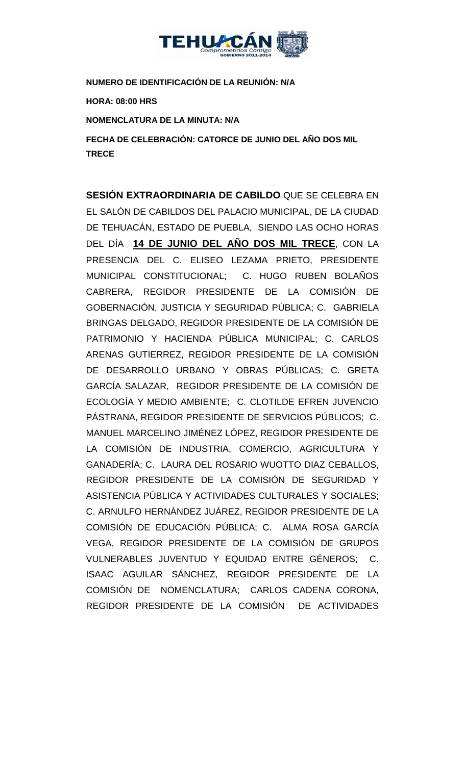**NUMERO DE IDENTIFICACIÓN DE LA REUNIÓN: N/A**

**HORA: 08:00 HRS**

**NOMENCLATURA DE LA MINUTA: N/A**

**FECHA DE CELEBRACIÓN: CATORCE DE JUNIO DEL AÑO DOS MIL TRECE**

**SESIÓN EXTRAORDINARIA DE CABILDO** QUE SE CELEBRA EN EL SALÓN DE CABILDOS DEL PALACIO MUNICIPAL, DE LA CIUDAD DE TEHUACÁN, ESTADO DE PUEBLA, SIENDO LAS OCHO HORAS DEL DÍA **14 DE JUNIO DEL AÑO DOS MIL TRECE**, CON LA PRESENCIA DEL C. ELISEO LEZAMA PRIETO, PRESIDENTE MUNICIPAL CONSTITUCIONAL; C. HUGO RUBEN BOLAÑOS CABRERA, REGIDOR PRESIDENTE DE LA COMISIÓN DE GOBERNACIÓN, JUSTICIA Y SEGURIDAD PÚBLICA; C. GABRIELA BRINGAS DELGADO, REGIDOR PRESIDENTE DE LA COMISIÓN DE PATRIMONIO Y HACIENDA PÚBLICA MUNICIPAL; C. CARLOS ARENAS GUTIERREZ, REGIDOR PRESIDENTE DE LA COMISIÓN DE DESARROLLO URBANO Y OBRAS PÚBLICAS; C. GRETA GARCÍA SALAZAR, REGIDOR PRESIDENTE DE LA COMISIÓN DE ECOLOGÍA Y MEDIO AMBIENTE; C. CLOTILDE EFREN JUVENCIO PÁSTRANA, REGIDOR PRESIDENTE DE SERVICIOS PÚBLICOS; C. MANUEL MARCELINO JIMÉNEZ LÓPEZ, REGIDOR PRESIDENTE DE LA COMISIÓN DE INDUSTRIA, COMERCIO, AGRICULTURA Y GANADERÍA; C. LAURA DEL ROSARIO WUOTTO DIAZ CEBALLOS, REGIDOR PRESIDENTE DE LA COMISIÓN DE SEGURIDAD Y ASISTENCIA PÚBLICA Y ACTIVIDADES CULTURALES Y SOCIALES; C. ARNULFO HERNÁNDEZ JUÁREZ, REGIDOR PRESIDENTE DE LA COMISIÓN DE EDUCACIÓN PÚBLICA; C. ALMA ROSA GARCÍA VEGA, REGIDOR PRESIDENTE DE LA COMISIÓN DE GRUPOS VULNERABLES JUVENTUD Y EQUIDAD ENTRE GÉNEROS; C. ISAAC AGUILAR SÁNCHEZ, REGIDOR PRESIDENTE DE LA COMISIÓN DE NOMENCLATURA; CARLOS CADENA CORONA, REGIDOR PRESIDENTE DE LA COMISIÓN DE ACTIVIDADES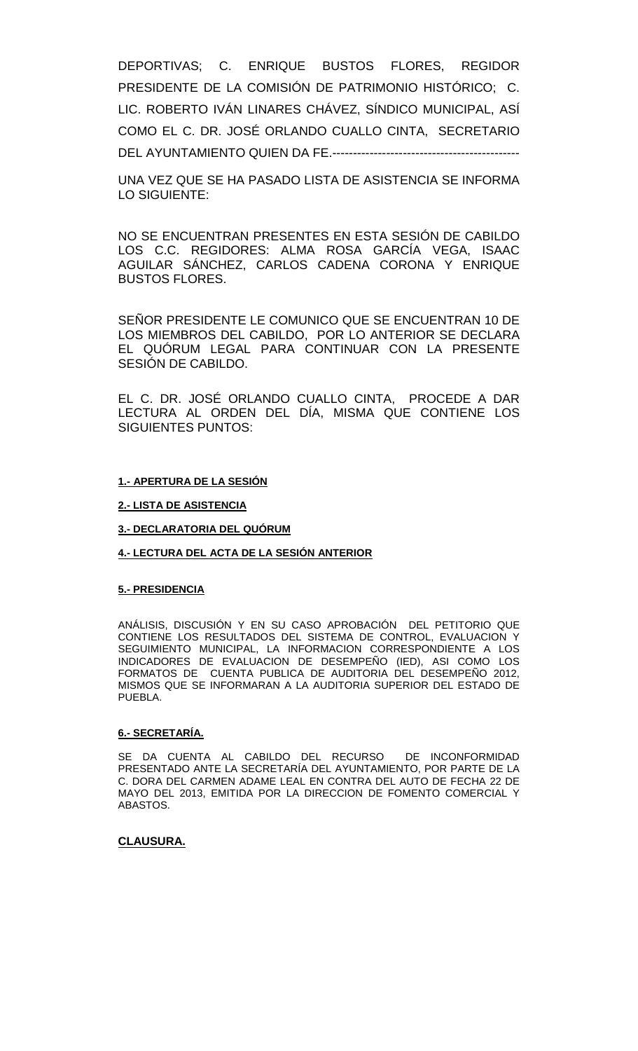DEPORTIVAS; C. ENRIQUE BUSTOS FLORES, REGIDOR PRESIDENTE DE LA COMISIÓN DE PATRIMONIO HISTÓRICO; C. LIC. ROBERTO IVÁN LINARES CHÁVEZ, SÍNDICO MUNICIPAL, ASÍ COMO EL C. DR. JOSÉ ORLANDO CUALLO CINTA, SECRETARIO DEL AYUNTAMIENTO QUIEN DA FE.---------------------------------------------

UNA VEZ QUE SE HA PASADO LISTA DE ASISTENCIA SE INFORMA LO SIGUIENTE:

NO SE ENCUENTRAN PRESENTES EN ESTA SESIÓN DE CABILDO LOS C.C. REGIDORES: ALMA ROSA GARCÍA VEGA, ISAAC AGUILAR SÁNCHEZ, CARLOS CADENA CORONA Y ENRIQUE BUSTOS FLORES.

SEÑOR PRESIDENTE LE COMUNICO QUE SE ENCUENTRAN 10 DE LOS MIEMBROS DEL CABILDO, POR LO ANTERIOR SE DECLARA EL QUÓRUM LEGAL PARA CONTINUAR CON LA PRESENTE SESIÓN DE CABILDO.

EL C. DR. JOSÉ ORLANDO CUALLO CINTA, PROCEDE A DAR LECTURA AL ORDEN DEL DÍA, MISMA QUE CONTIENE LOS SIGUIENTES PUNTOS:

**1.- APERTURA DE LA SESIÓN**

**2.- LISTA DE ASISTENCIA**

**3.- DECLARATORIA DEL QUÓRUM**

**4.- LECTURA DEL ACTA DE LA SESIÓN ANTERIOR**

**5.- PRESIDENCIA**

ANÁLISIS, DISCUSIÓN Y EN SU CASO APROBACIÓN DEL PETITORIO QUE CONTIENE LOS RESULTADOS DEL SISTEMA DE CONTROL, EVALUACION Y SEGUIMIENTO MUNICIPAL, LA INFORMACION CORRESPONDIENTE A LOS INDICADORES DE EVALUACION DE DESEMPEÑO (IED), ASI COMO LOS FORMATOS DE CUENTA PUBLICA DE AUDITORIA DEL DESEMPEÑO 2012, MISMOS QUE SE INFORMARAN A LA AUDITORIA SUPERIOR DEL ESTADO DE PUEBLA.

**6.- SECRETARÍA.**

SE DA CUENTA AL CABILDO DEL RECURSO DE INCONFORMIDAD PRESENTADO ANTE LA SECRETARÍA DEL AYUNTAMIENTO, POR PARTE DE LA C. DORA DEL CARMEN ADAME LEAL EN CONTRA DEL AUTO DE FECHA 22 DE MAYO DEL 2013, EMITIDA POR LA DIRECCION DE FOMENTO COMERCIAL Y ABASTOS.

**CLAUSURA.**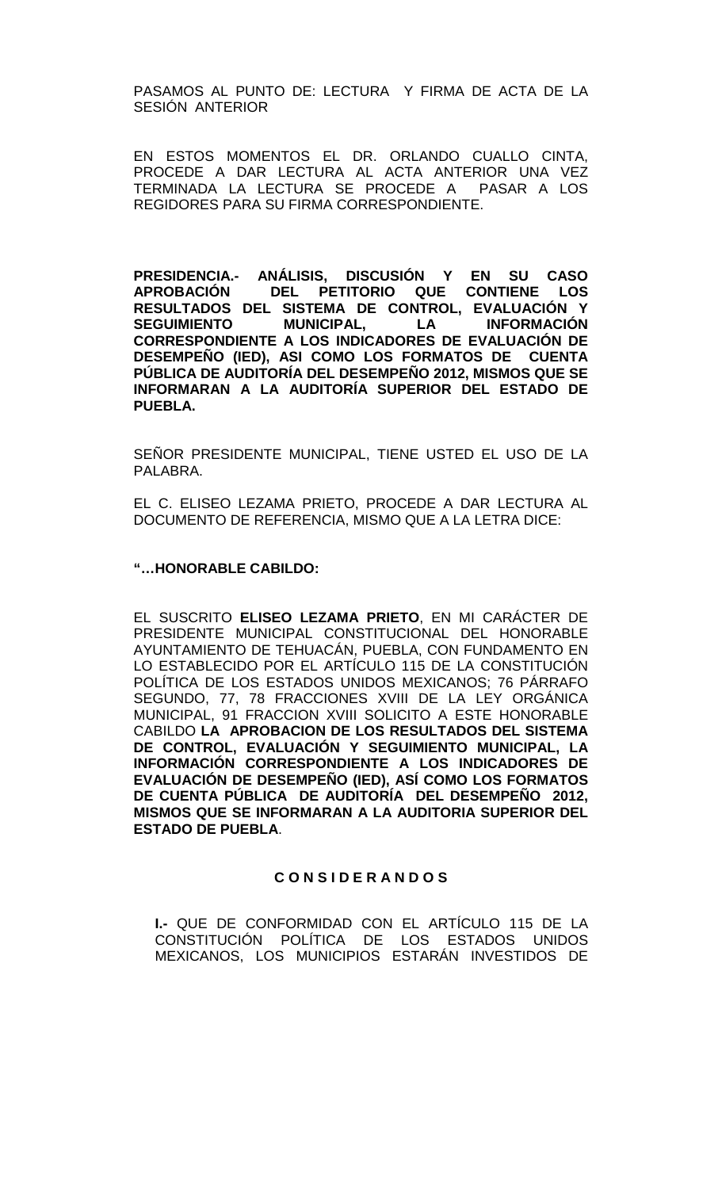PASAMOS AL PUNTO DE: LECTURA Y FIRMA DE ACTA DE LA SESIÓN ANTERIOR

EN ESTOS MOMENTOS EL DR. ORLANDO CUALLO CINTA, PROCEDE A DAR LECTURA AL ACTA ANTERIOR UNA VEZ TERMINADA LA LECTURA SE PROCEDE A PASAR A LOS REGIDORES PARA SU FIRMA CORRESPONDIENTE.

**PRESIDENCIA.- ANÁLISIS, DISCUSIÓN Y EN SU CASO APROBACIÓN DEL PETITORIO QUE CONTIENE LOS RESULTADOS DEL SISTEMA DE CONTROL, EVALUACIÓN Y SEGUIMIENTO MUNICIPAL, LA INFORMACIÓN CORRESPONDIENTE A LOS INDICADORES DE EVALUACIÓN DE DESEMPEÑO (IED), ASI COMO LOS FORMATOS DE CUENTA PÚBLICA DE AUDITORÍA DEL DESEMPEÑO 2012, MISMOS QUE SE INFORMARAN A LA AUDITORÍA SUPERIOR DEL ESTADO DE PUEBLA.**

SEÑOR PRESIDENTE MUNICIPAL, TIENE USTED EL USO DE LA PALABRA.

EL C. ELISEO LEZAMA PRIETO, PROCEDE A DAR LECTURA AL DOCUMENTO DE REFERENCIA, MISMO QUE A LA LETRA DICE:

**"…HONORABLE CABILDO:**

EL SUSCRITO **ELISEO LEZAMA PRIETO**, EN MI CARÁCTER DE PRESIDENTE MUNICIPAL CONSTITUCIONAL DEL HONORABLE AYUNTAMIENTO DE TEHUACÁN, PUEBLA, CON FUNDAMENTO EN LO ESTABLECIDO POR EL ARTÍCULO 115 DE LA CONSTITUCIÓN POLÍTICA DE LOS ESTADOS UNIDOS MEXICANOS; 76 PÁRRAFO SEGUNDO, 77, 78 FRACCIONES XVIII DE LA LEY ORGÁNICA MUNICIPAL, 91 FRACCION XVIII SOLICITO A ESTE HONORABLE CABILDO **LA APROBACION DE LOS RESULTADOS DEL SISTEMA DE CONTROL, EVALUACIÓN Y SEGUIMIENTO MUNICIPAL, LA INFORMACIÓN CORRESPONDIENTE A LOS INDICADORES DE EVALUACIÓN DE DESEMPEÑO (IED), ASÍ COMO LOS FORMATOS DE CUENTA PÚBLICA DE AUDITORÍA DEL DESEMPEÑO 2012, MISMOS QUE SE INFORMARAN A LA AUDITORIA SUPERIOR DEL ESTADO DE PUEBLA**.

**C O N S I D E R A N D O S**

**I.-** QUE DE CONFORMIDAD CON EL ARTÍCULO 115 DE LA CONSTITUCIÓN POLÍTICA DE LOS ESTADOS UNIDOS MEXICANOS, LOS MUNICIPIOS ESTARÁN INVESTIDOS DE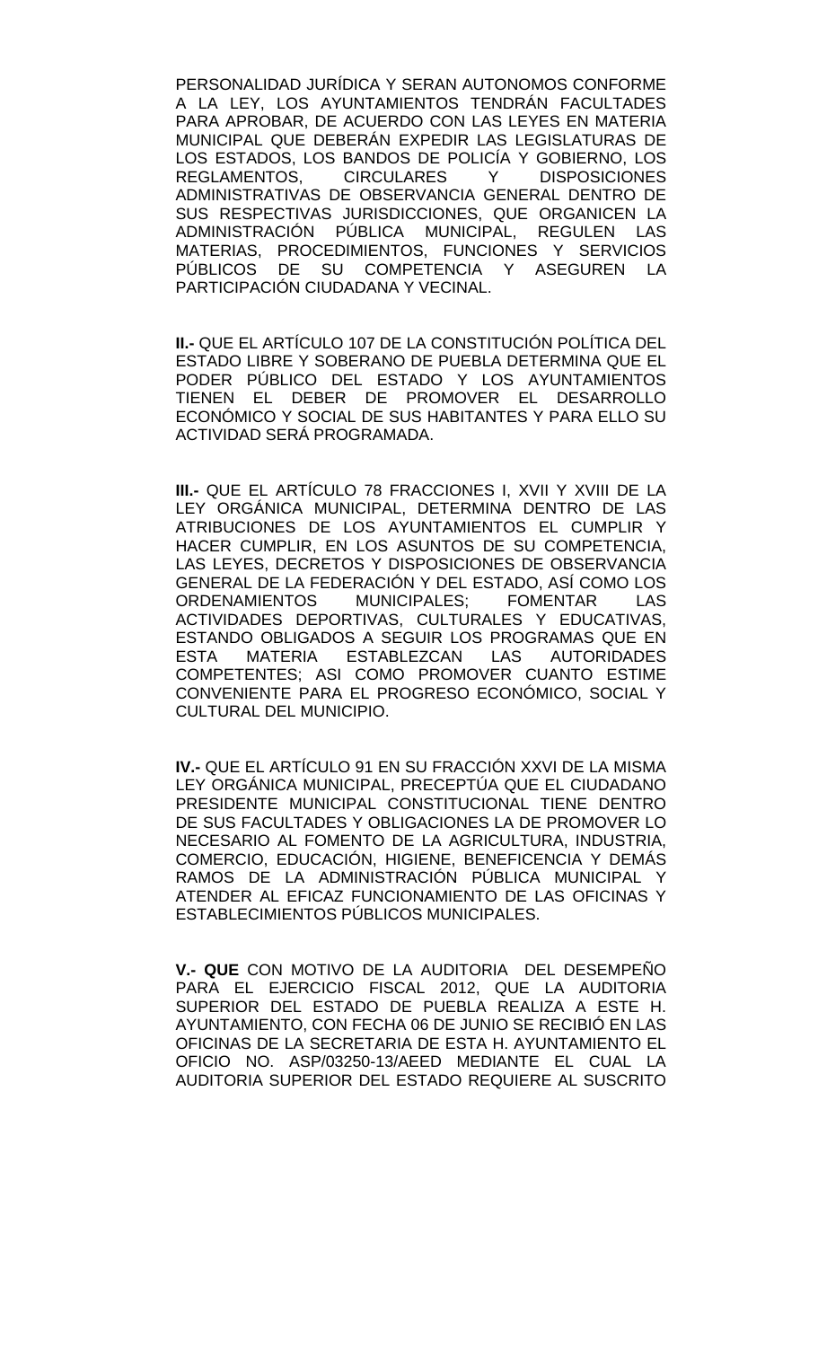PERSONALIDAD JURÍDICA Y SERAN AUTONOMOS CONFORME A LA LEY, LOS AYUNTAMIENTOS TENDRÁN FACULTADES PARA APROBAR, DE ACUERDO CON LAS LEYES EN MATERIA MUNICIPAL QUE DEBERÁN EXPEDIR LAS LEGISLATURAS DE LOS ESTADOS, LOS BANDOS DE POLICÍA Y GOBIERNO, LOS REGLAMENTOS, CIRCULARES Y DISPOSICIONES ADMINISTRATIVAS DE OBSERVANCIA GENERAL DENTRO DE SUS RESPECTIVAS JURISDICCIONES, QUE ORGANICEN LA ADMINISTRACIÓN PÚBLICA MUNICIPAL, REGULEN LAS MATERIAS, PROCEDIMIENTOS, FUNCIONES Y SERVICIOS PÚBLICOS DE SU COMPETENCIA Y ASEGUREN LA PARTICIPACIÓN CIUDADANA Y VECINAL.

**II.-** QUE EL ARTÍCULO 107 DE LA CONSTITUCIÓN POLÍTICA DEL ESTADO LIBRE Y SOBERANO DE PUEBLA DETERMINA QUE EL PODER PÚBLICO DEL ESTADO Y LOS AYUNTAMIENTOS TIENEN EL DEBER DE PROMOVER EL DESARROLLO ECONÓMICO Y SOCIAL DE SUS HABITANTES Y PARA ELLO SU ACTIVIDAD SERÁ PROGRAMADA.

**III.-** QUE EL ARTÍCULO 78 FRACCIONES I, XVII Y XVIII DE LA LEY ORGÁNICA MUNICIPAL, DETERMINA DENTRO DE LAS ATRIBUCIONES DE LOS AYUNTAMIENTOS EL CUMPLIR Y HACER CUMPLIR, EN LOS ASUNTOS DE SU COMPETENCIA, LAS LEYES, DECRETOS Y DISPOSICIONES DE OBSERVANCIA GENERAL DE LA FEDERACIÓN Y DEL ESTADO, ASÍ COMO LOS ORDENAMIENTOS MUNICIPALES; FOMENTAR LAS ACTIVIDADES DEPORTIVAS, CULTURALES Y EDUCATIVAS, ESTANDO OBLIGADOS A SEGUIR LOS PROGRAMAS QUE EN ESTA MATERIA ESTABLEZCAN LAS AUTORIDADES COMPETENTES; ASI COMO PROMOVER CUANTO ESTIME CONVENIENTE PARA EL PROGRESO ECONÓMICO, SOCIAL Y CULTURAL DEL MUNICIPIO.

**IV.-** QUE EL ARTÍCULO 91 EN SU FRACCIÓN XXVI DE LA MISMA LEY ORGÁNICA MUNICIPAL, PRECEPTÚA QUE EL CIUDADANO PRESIDENTE MUNICIPAL CONSTITUCIONAL TIENE DENTRO DE SUS FACULTADES Y OBLIGACIONES LA DE PROMOVER LO NECESARIO AL FOMENTO DE LA AGRICULTURA, INDUSTRIA, COMERCIO, EDUCACIÓN, HIGIENE, BENEFICENCIA Y DEMÁS RAMOS DE LA ADMINISTRACIÓN PÚBLICA MUNICIPAL Y ATENDER AL EFICAZ FUNCIONAMIENTO DE LAS OFICINAS Y ESTABLECIMIENTOS PÚBLICOS MUNICIPALES.

**V.- QUE** CON MOTIVO DE LA AUDITORIA DEL DESEMPEÑO PARA EL EJERCICIO FISCAL 2012, QUE LA AUDITORIA SUPERIOR DEL ESTADO DE PUEBLA REALIZA A ESTE H. AYUNTAMIENTO, CON FECHA 06 DE JUNIO SE RECIBIÓ EN LAS OFICINAS DE LA SECRETARIA DE ESTA H. AYUNTAMIENTO EL OFICIO NO. ASP/03250-13/AEED MEDIANTE EL CUAL LA AUDITORIA SUPERIOR DEL ESTADO REQUIERE AL SUSCRITO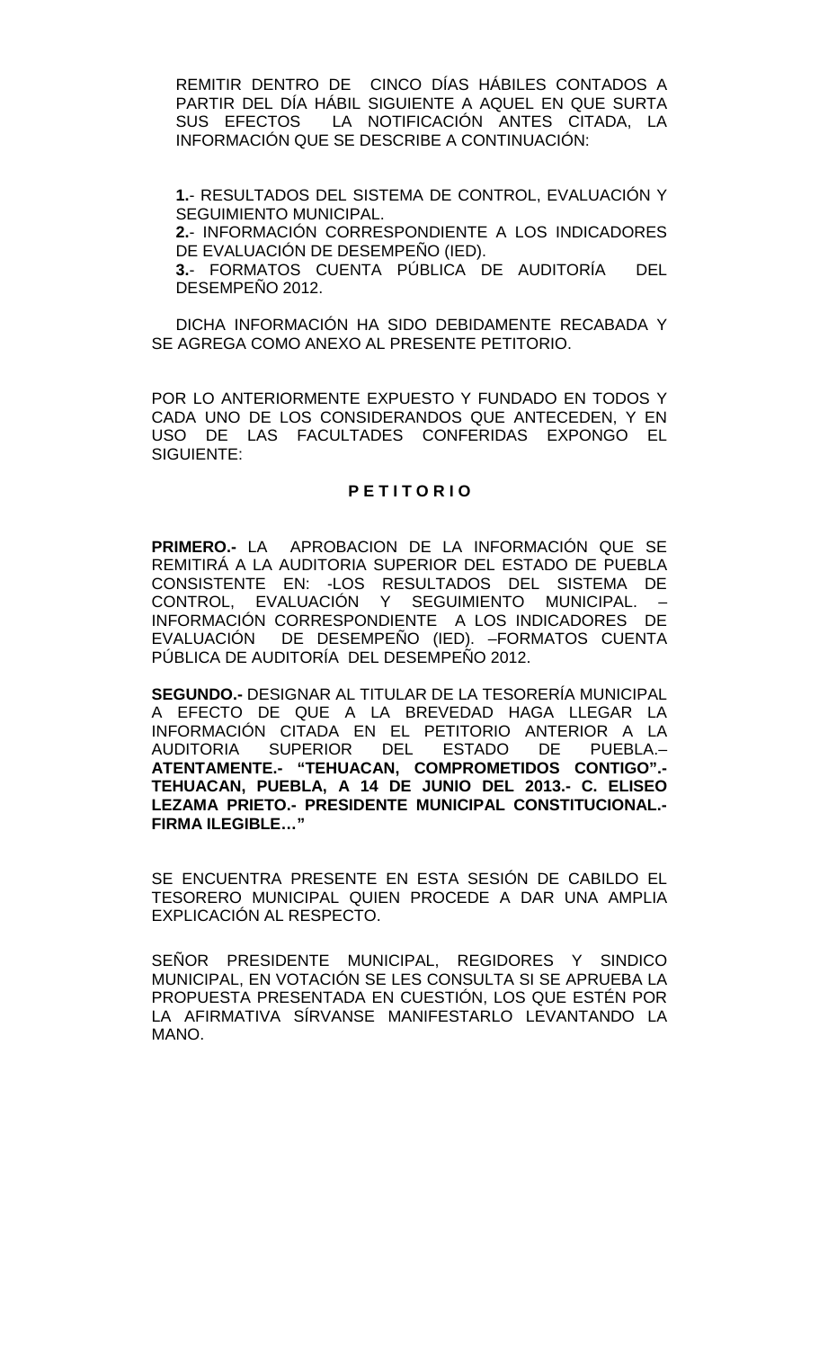REMITIR DENTRO DE CINCO DÍAS HÁBILES CONTADOS A PARTIR DEL DÍA HÁBIL SIGUIENTE A AQUEL EN QUE SURTA SUS EFECTOS LA NOTIFICACIÓN ANTES CITADA, LA INFORMACIÓN QUE SE DESCRIBE A CONTINUACIÓN:

**1.**- RESULTADOS DEL SISTEMA DE CONTROL, EVALUACIÓN Y SEGUIMIENTO MUNICIPAL.
**2.**- INFORMACIÓN CORRESPONDIENTE A LOS INDICADORES DE EVALUACIÓN DE DESEMPEÑO (IED).
**3.**- FORMATOS CUENTA PÚBLICA DE AUDITORÍA DEL DESEMPEÑO 2012.

DICHA INFORMACIÓN HA SIDO DEBIDAMENTE RECABADA Y SE AGREGA COMO ANEXO AL PRESENTE PETITORIO.

POR LO ANTERIORMENTE EXPUESTO Y FUNDADO EN TODOS Y CADA UNO DE LOS CONSIDERANDOS QUE ANTECEDEN, Y EN USO DE LAS FACULTADES CONFERIDAS EXPONGO EL SIGUIENTE:

**P E T I T O R I O**

**PRIMERO.-** LA APROBACION DE LA INFORMACIÓN QUE SE REMITIRÁ A LA AUDITORIA SUPERIOR DEL ESTADO DE PUEBLA CONSISTENTE EN: -LOS RESULTADOS DEL SISTEMA DE CONTROL, EVALUACIÓN Y SEGUIMIENTO MUNICIPAL. –INFORMACIÓN CORRESPONDIENTE A LOS INDICADORES DE EVALUACIÓN DE DESEMPEÑO (IED). –FORMATOS CUENTA PÚBLICA DE AUDITORÍA DEL DESEMPEÑO 2012.

**SEGUNDO.-** DESIGNAR AL TITULAR DE LA TESORERÍA MUNICIPAL A EFECTO DE QUE A LA BREVEDAD HAGA LLEGAR LA INFORMACIÓN CITADA EN EL PETITORIO ANTERIOR A LA AUDITORIA SUPERIOR DEL ESTADO DE PUEBLA.– **ATENTAMENTE.- "TEHUACAN, COMPROMETIDOS CONTIGO".- TEHUACAN, PUEBLA, A 14 DE JUNIO DEL 2013.- C. ELISEO LEZAMA PRIETO.- PRESIDENTE MUNICIPAL CONSTITUCIONAL.- FIRMA ILEGIBLE…"**

SE ENCUENTRA PRESENTE EN ESTA SESIÓN DE CABILDO EL TESORERO MUNICIPAL QUIEN PROCEDE A DAR UNA AMPLIA EXPLICACIÓN AL RESPECTO.

SEÑOR PRESIDENTE MUNICIPAL, REGIDORES Y SINDICO MUNICIPAL, EN VOTACIÓN SE LES CONSULTA SI SE APRUEBA LA PROPUESTA PRESENTADA EN CUESTIÓN, LOS QUE ESTÉN POR LA AFIRMATIVA SÍRVANSE MANIFESTARLO LEVANTANDO LA MANO.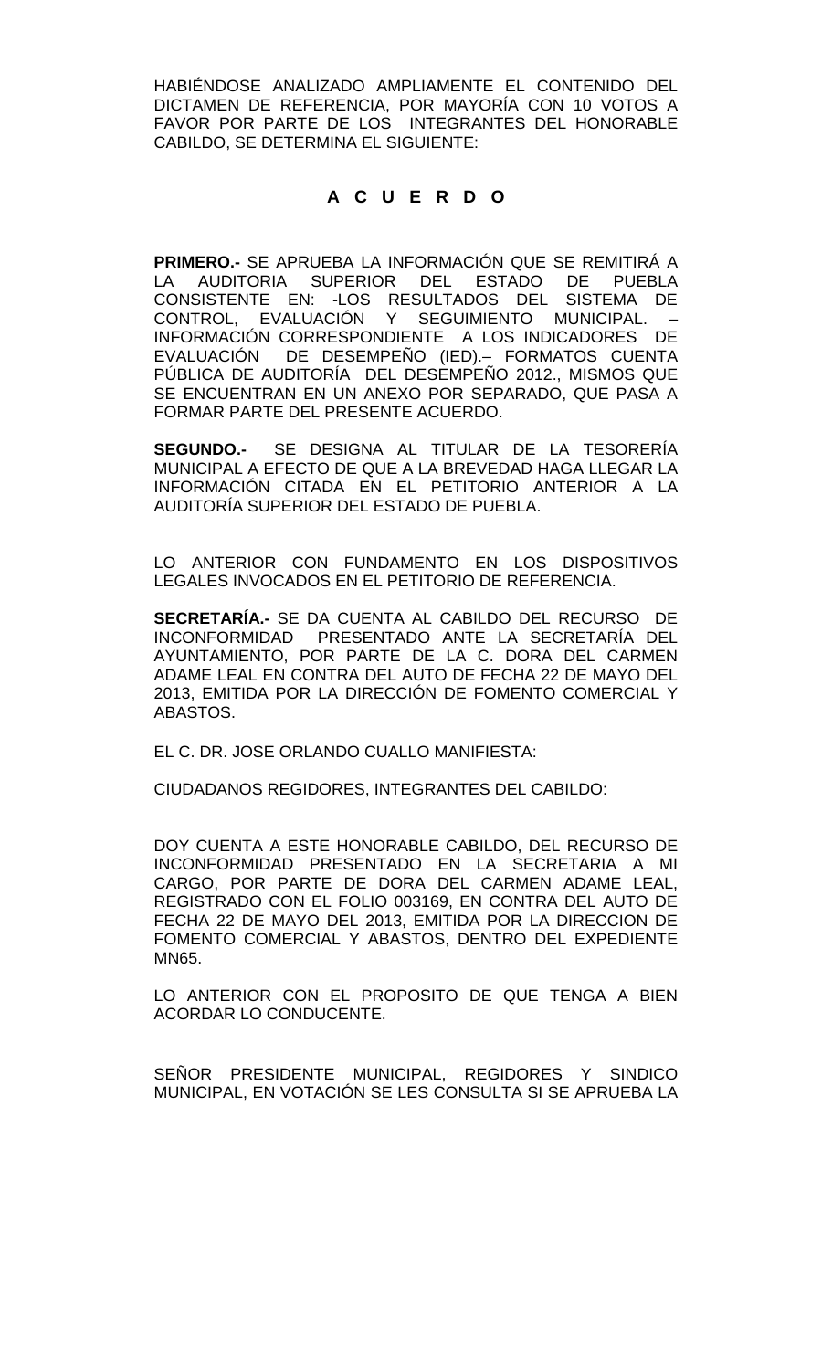HABIÉNDOSE ANALIZADO AMPLIAMENTE EL CONTENIDO DEL DICTAMEN DE REFERENCIA, POR MAYORÍA CON 10 VOTOS A FAVOR POR PARTE DE LOS INTEGRANTES DEL HONORABLE CABILDO, SE DETERMINA EL SIGUIENTE:

**A C U E R D O**

**PRIMERO.-** SE APRUEBA LA INFORMACIÓN QUE SE REMITIRÁ A LA AUDITORIA SUPERIOR DEL ESTADO DE PUEBLA CONSISTENTE EN: -LOS RESULTADOS DEL SISTEMA DE CONTROL, EVALUACIÓN Y SEGUIMIENTO MUNICIPAL. – INFORMACIÓN CORRESPONDIENTE A LOS INDICADORES DE EVALUACIÓN DE DESEMPEÑO (IED).– FORMATOS CUENTA PÚBLICA DE AUDITORÍA DEL DESEMPEÑO 2012., MISMOS QUE SE ENCUENTRAN EN UN ANEXO POR SEPARADO, QUE PASA A FORMAR PARTE DEL PRESENTE ACUERDO.

**SEGUNDO.-** SE DESIGNA AL TITULAR DE LA TESORERÍA MUNICIPAL A EFECTO DE QUE A LA BREVEDAD HAGA LLEGAR LA INFORMACIÓN CITADA EN EL PETITORIO ANTERIOR A LA AUDITORÍA SUPERIOR DEL ESTADO DE PUEBLA.

LO ANTERIOR CON FUNDAMENTO EN LOS DISPOSITIVOS LEGALES INVOCADOS EN EL PETITORIO DE REFERENCIA.

**SECRETARÍA.-** SE DA CUENTA AL CABILDO DEL RECURSO DE INCONFORMIDAD PRESENTADO ANTE LA SECRETARÍA DEL AYUNTAMIENTO, POR PARTE DE LA C. DORA DEL CARMEN ADAME LEAL EN CONTRA DEL AUTO DE FECHA 22 DE MAYO DEL 2013, EMITIDA POR LA DIRECCIÓN DE FOMENTO COMERCIAL Y ABASTOS.

EL C. DR. JOSE ORLANDO CUALLO MANIFIESTA:

CIUDADANOS REGIDORES, INTEGRANTES DEL CABILDO:

DOY CUENTA A ESTE HONORABLE CABILDO, DEL RECURSO DE INCONFORMIDAD PRESENTADO EN LA SECRETARIA A MI CARGO, POR PARTE DE DORA DEL CARMEN ADAME LEAL, REGISTRADO CON EL FOLIO 003169, EN CONTRA DEL AUTO DE FECHA 22 DE MAYO DEL 2013, EMITIDA POR LA DIRECCION DE FOMENTO COMERCIAL Y ABASTOS, DENTRO DEL EXPEDIENTE MN65.

LO ANTERIOR CON EL PROPOSITO DE QUE TENGA A BIEN ACORDAR LO CONDUCENTE.

SEÑOR PRESIDENTE MUNICIPAL, REGIDORES Y SINDICO MUNICIPAL, EN VOTACIÓN SE LES CONSULTA SI SE APRUEBA LA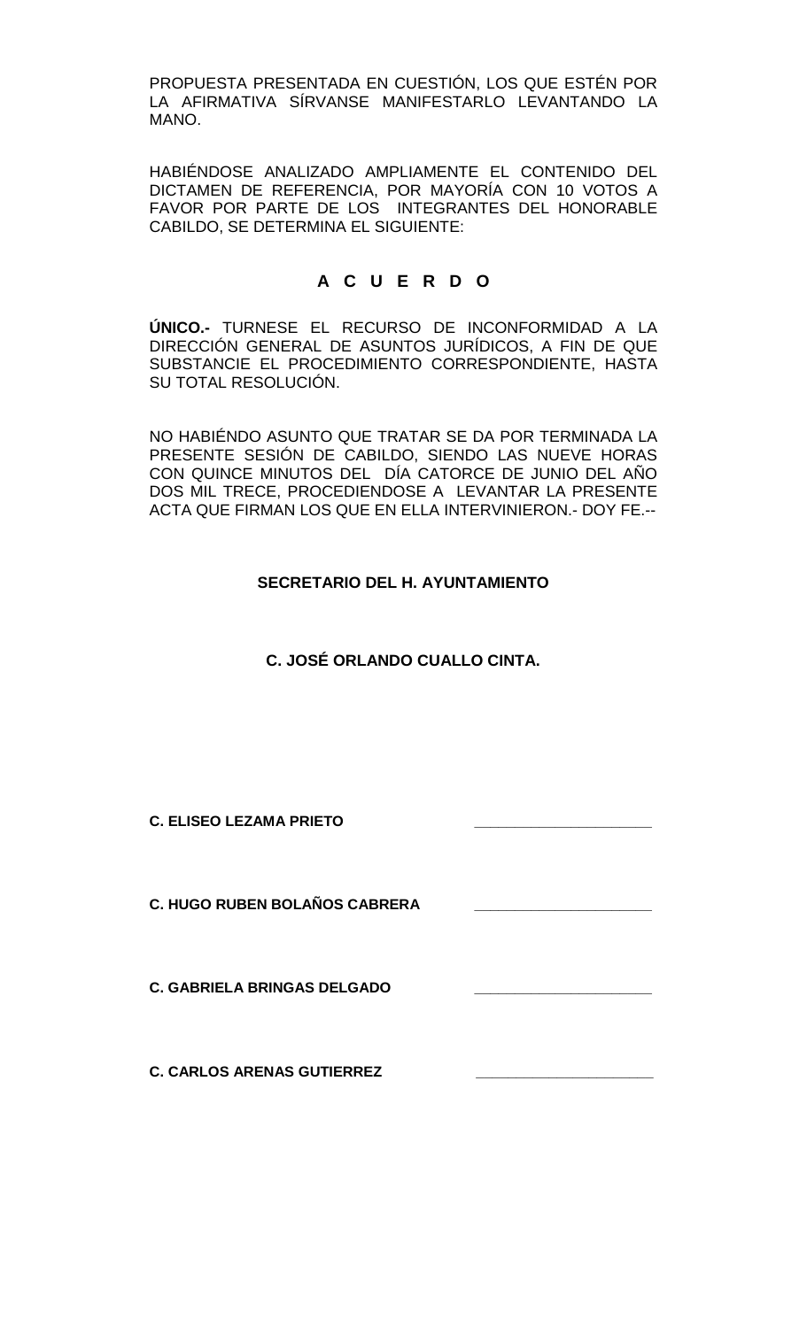PROPUESTA PRESENTADA EN CUESTIÓN, LOS QUE ESTÉN POR LA AFIRMATIVA SÍRVANSE MANIFESTARLO LEVANTANDO LA MANO.

HABIÉNDOSE ANALIZADO AMPLIAMENTE EL CONTENIDO DEL DICTAMEN DE REFERENCIA, POR MAYORÍA CON 10 VOTOS A FAVOR POR PARTE DE LOS INTEGRANTES DEL HONORABLE CABILDO, SE DETERMINA EL SIGUIENTE:

**A C U E R D O**

**ÚNICO.-** TURNESE EL RECURSO DE INCONFORMIDAD A LA DIRECCIÓN GENERAL DE ASUNTOS JURÍDICOS, A FIN DE QUE SUBSTANCIE EL PROCEDIMIENTO CORRESPONDIENTE, HASTA SU TOTAL RESOLUCIÓN.

NO HABIÉNDO ASUNTO QUE TRATAR SE DA POR TERMINADA LA PRESENTE SESIÓN DE CABILDO, SIENDO LAS NUEVE HORAS CON QUINCE MINUTOS DEL DÍA CATORCE DE JUNIO DEL AÑO DOS MIL TRECE, PROCEDIENDOSE A LEVANTAR LA PRESENTE ACTA QUE FIRMAN LOS QUE EN ELLA INTERVINIERON.- DOY FE.--

**SECRETARIO DEL H. AYUNTAMIENTO**

**C. JOSÉ ORLANDO CUALLO CINTA.**

**C. ELISEO LEZAMA PRIETO** \_\_\_\_\_\_\_\_\_\_\_\_\_\_\_\_\_\_\_\_\_\_

**C. HUGO RUBEN BOLAÑOS CABRERA** \_\_\_\_\_\_\_\_\_\_\_\_\_\_\_\_\_\_\_\_\_\_

**C. GABRIELA BRINGAS DELGADO** \_\_\_\_\_\_\_\_\_\_\_\_\_\_\_\_\_\_\_\_\_\_

**C. CARLOS ARENAS GUTIERREZ** \_\_\_\_\_\_\_\_\_\_\_\_\_\_\_\_\_\_\_\_\_\_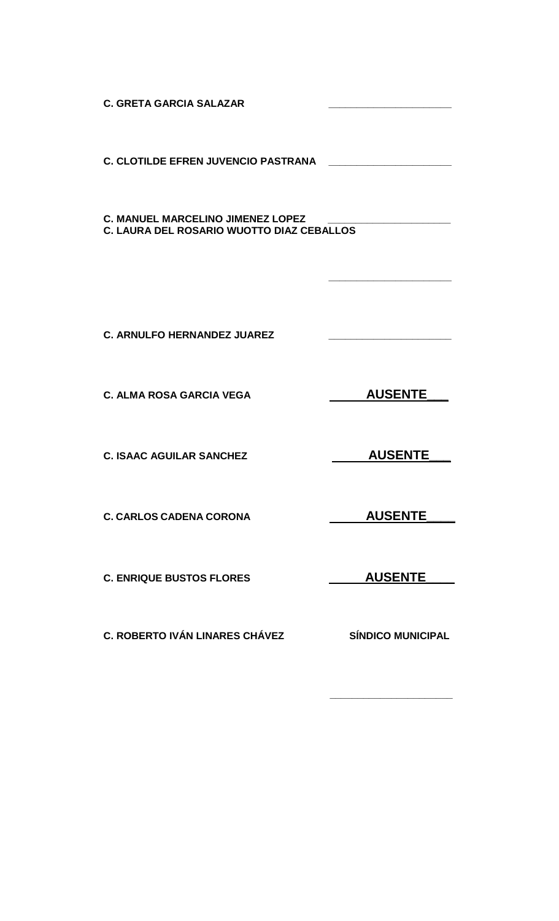**C. GRETA GARCIA SALAZAR** ____________________

**C. CLOTILDE EFREN JUVENCIO PASTRANA** ____________________

**C. MANUEL MARCELINO JIMENEZ LOPEZ** ____________________
**C. LAURA DEL ROSARIO WUOTTO DIAZ CEBALLOS**

____________________

**C. ARNULFO HERNANDEZ JUAREZ** ____________________

**C. ALMA ROSA GARCIA VEGA** **AUSENTE**

**C. ISAAC AGUILAR SANCHEZ** **AUSENTE**

**C. CARLOS CADENA CORONA** **AUSENTE**

**C. ENRIQUE BUSTOS FLORES** **AUSENTE**

**C. ROBERTO IVÁN LINARES CHÁVEZ** **SÍNDICO MUNICIPAL**

____________________